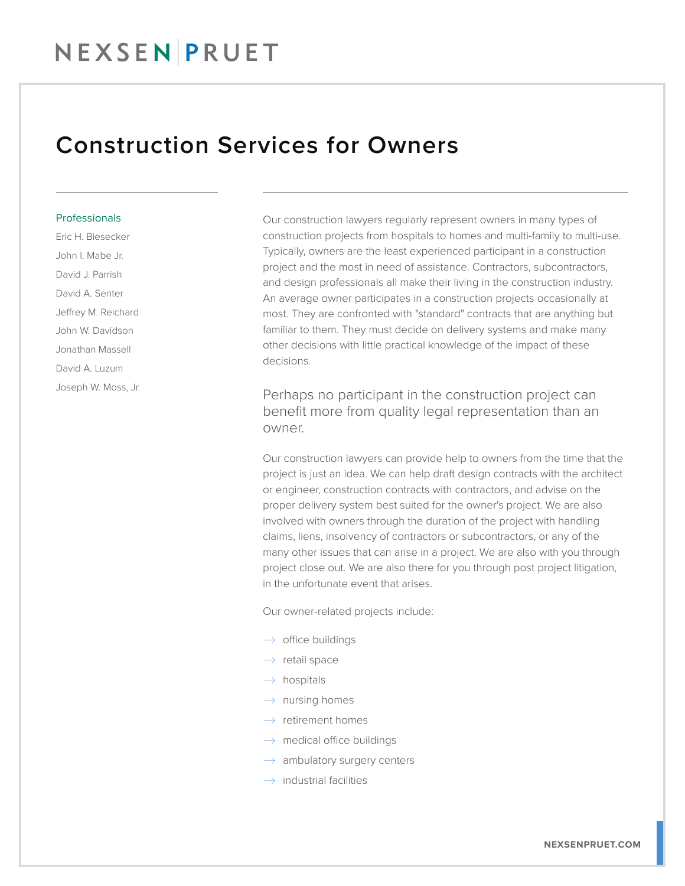NEXSEN | PRUET

# Construction Services for Owners

## Professionals

- Eric H. Biesecker
- John I. Mabe Jr.
- David J. Parrish
- David A. Senter
- Jeffrey M. Reichard
- John W. Davidson
- Jonathan Massell
- David A. Luzum
- Joseph W. Moss, Jr.

Our construction lawyers regularly represent owners in many types of construction projects from hospitals to homes and multi-family to multi-use. Typically, owners are the least experienced participant in a construction project and the most in need of assistance. Contractors, subcontractors, and design professionals all make their living in the construction industry. An average owner participates in a construction projects occasionally at most. They are confronted with "standard" contracts that are anything but familiar to them. They must decide on delivery systems and make many other decisions with little practical knowledge of the impact of these decisions.

Perhaps no participant in the construction project can benefit more from quality legal representation than an owner.

Our construction lawyers can provide help to owners from the time that the project is just an idea. We can help draft design contracts with the architect or engineer, construction contracts with contractors, and advise on the proper delivery system best suited for the owner's project. We are also involved with owners through the duration of the project with handling claims, liens, insolvency of contractors or subcontractors, or any of the many other issues that can arise in a project. We are also with you through project close out. We are also there for you through post project litigation, in the unfortunate event that arises.

Our owner-related projects include:

- office buildings
- retail space
- hospitals
- nursing homes
- retirement homes
- medical office buildings
- ambulatory surgery centers
- industrial facilities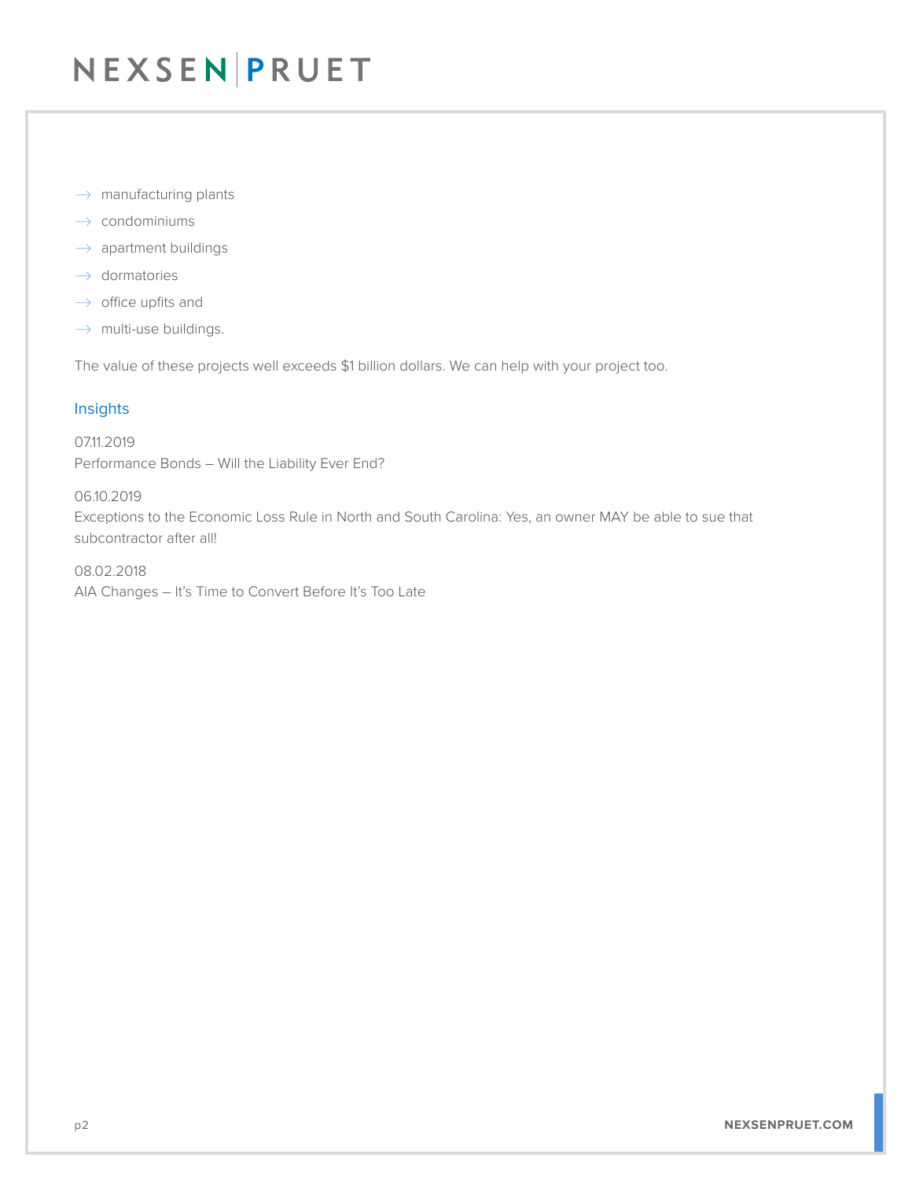- manufacturing plants
- condominiums
- apartment buildings
- dormatories
- office upfits and
- multi-use buildings.

The value of these projects well exceeds $1 billion dollars. We can help with your project too.

## Insights

07.11.2019
Performance Bonds – Will the Liability Ever End?

06.10.2019
Exceptions to the Economic Loss Rule in North and South Carolina: Yes, an owner MAY be able to sue that subcontractor after all!

08.02.2018
AIA Changes – It's Time to Convert Before It's Too Late